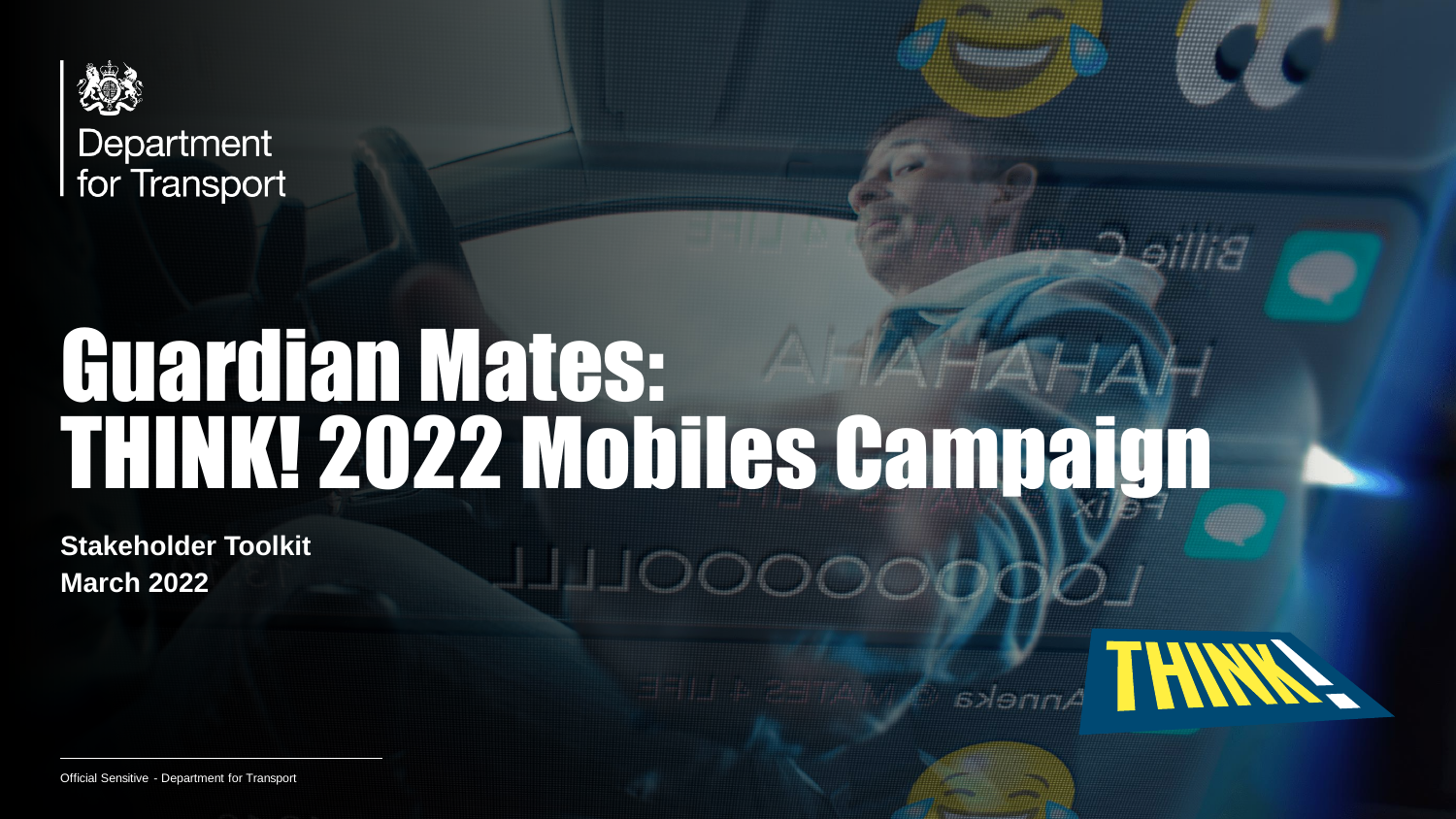Department for Transport

# Guardian Mates: THINK! 2022 Mobiles Campaign

**Stakeholder Toolkit**
**March 2022**

Official Sensitive - Department for Transport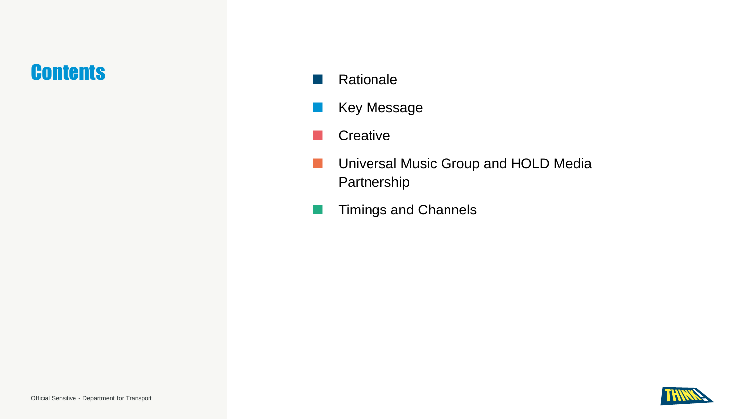# Contents

- Rationale
- Key Message
- Creative
- Universal Music Group and HOLD Media Partnership
- Timings and Channels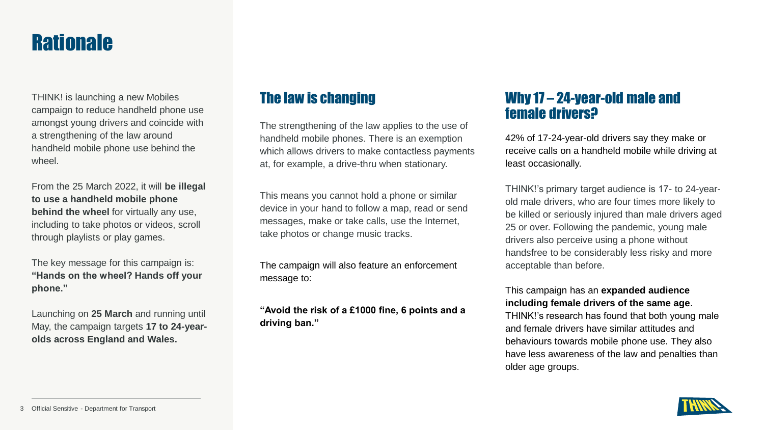# Rationale

THINK! is launching a new Mobiles campaign to reduce handheld phone use amongst young drivers and coincide with a strengthening of the law around handheld mobile phone use behind the wheel.

From the 25 March 2022, it will **be illegal to use a handheld mobile phone behind the wheel** for virtually any use, including to take photos or videos, scroll through playlists or play games.

The key message for this campaign is: **"Hands on the wheel? Hands off your phone."**

Launching on **25 March** and running until May, the campaign targets **17 to 24-year-olds across England and Wales.**

## The law is changing

The strengthening of the law applies to the use of handheld mobile phones. There is an exemption which allows drivers to make contactless payments at, for example, a drive-thru when stationary.

This means you cannot hold a phone or similar device in your hand to follow a map, read or send messages, make or take calls, use the Internet, take photos or change music tracks.

The campaign will also feature an enforcement message to:

**"Avoid the risk of a £1000 fine, 6 points and a driving ban."**

## Why 17 – 24-year-old male and female drivers?

42% of 17-24-year-old drivers say they make or receive calls on a handheld mobile while driving at least occasionally.

THINK!'s primary target audience is 17- to 24-year-old male drivers, who are four times more likely to be killed or seriously injured than male drivers aged 25 or over. Following the pandemic, young male drivers also perceive using a phone without handsfree to be considerably less risky and more acceptable than before.

This campaign has an **expanded audience including female drivers of the same age**. THINK!'s research has found that both young male and female drivers have similar attitudes and behaviours towards mobile phone use. They also have less awareness of the law and penalties than older age groups.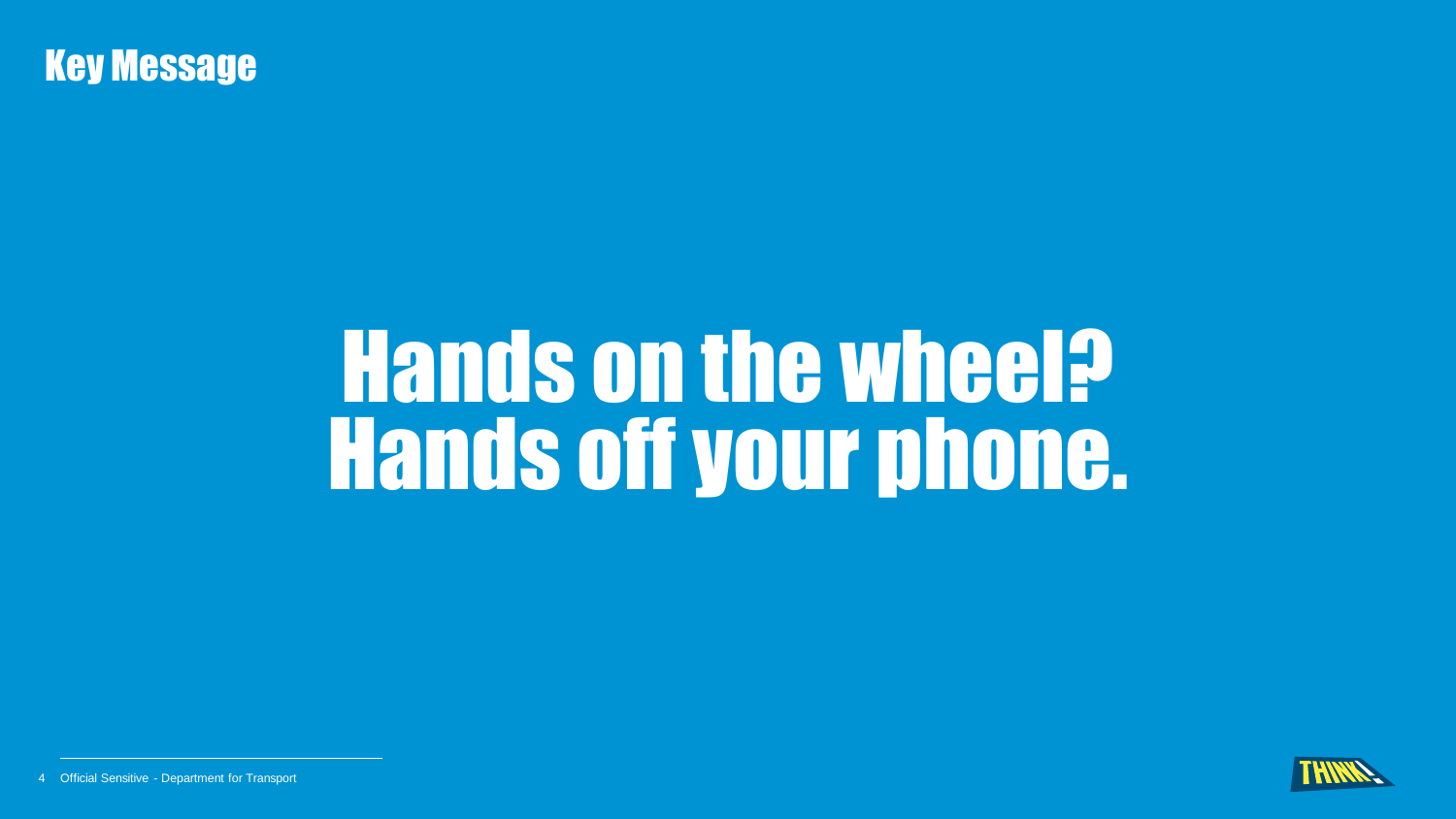## Key Message

# Hands on the wheel?
# Hands off your phone.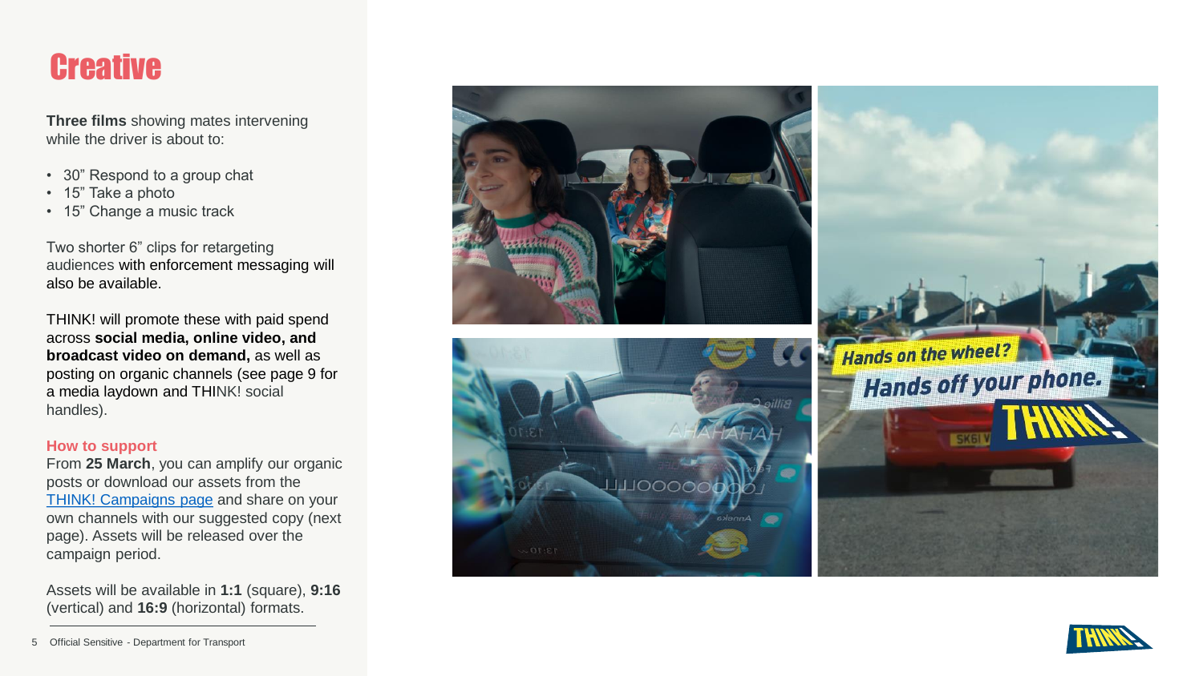# Creative

**Three films** showing mates intervening while the driver is about to:

- 30" Respond to a group chat
- 15" Take a photo
- 15" Change a music track

Two shorter 6" clips for retargeting audiences with enforcement messaging will also be available.

THINK! will promote these with paid spend across **social media, online video, and broadcast video on demand,** as well as posting on organic channels (see page 9 for a media laydown and THINK! social handles).

**How to support**

From **25 March**, you can amplify our organic posts or download our assets from the [THINK! Campaigns page](THINK! Campaigns page) and share on your own channels with our suggested copy (next page). Assets will be released over the campaign period.

Assets will be available in **1:1** (square), **9:16** (vertical) and **16:9** (horizontal) formats.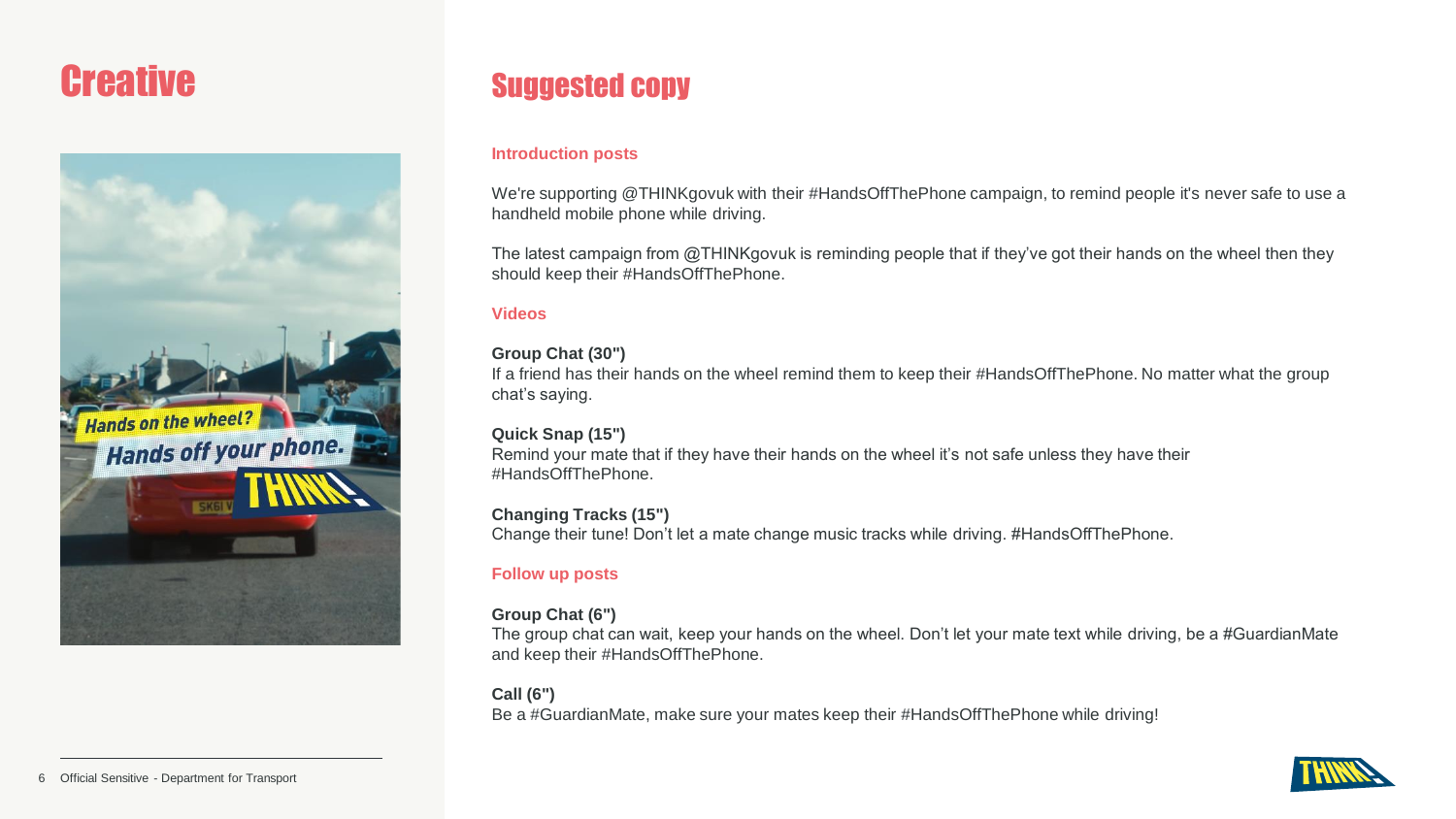## Creative

## Suggested copy

**Introduction posts**

We're supporting @THINKgovuk with their #HandsOffThePhone campaign, to remind people it's never safe to use a handheld mobile phone while driving.

The latest campaign from @THINKgovuk is reminding people that if they've got their hands on the wheel then they should keep their #HandsOffThePhone.

**Videos**

**Group Chat (30")**
If a friend has their hands on the wheel remind them to keep their #HandsOffThePhone. No matter what the group chat's saying.

**Quick Snap (15")**
Remind your mate that if they have their hands on the wheel it's not safe unless they have their #HandsOffThePhone.

**Changing Tracks (15")**
Change their tune! Don't let a mate change music tracks while driving. #HandsOffThePhone.

**Follow up posts**

**Group Chat (6")**
The group chat can wait, keep your hands on the wheel. Don't let your mate text while driving, be a #GuardianMate and keep their #HandsOffThePhone.

**Call (6")**
Be a #GuardianMate, make sure your mates keep their #HandsOffThePhone while driving!

Official Sensitive - Department for Transport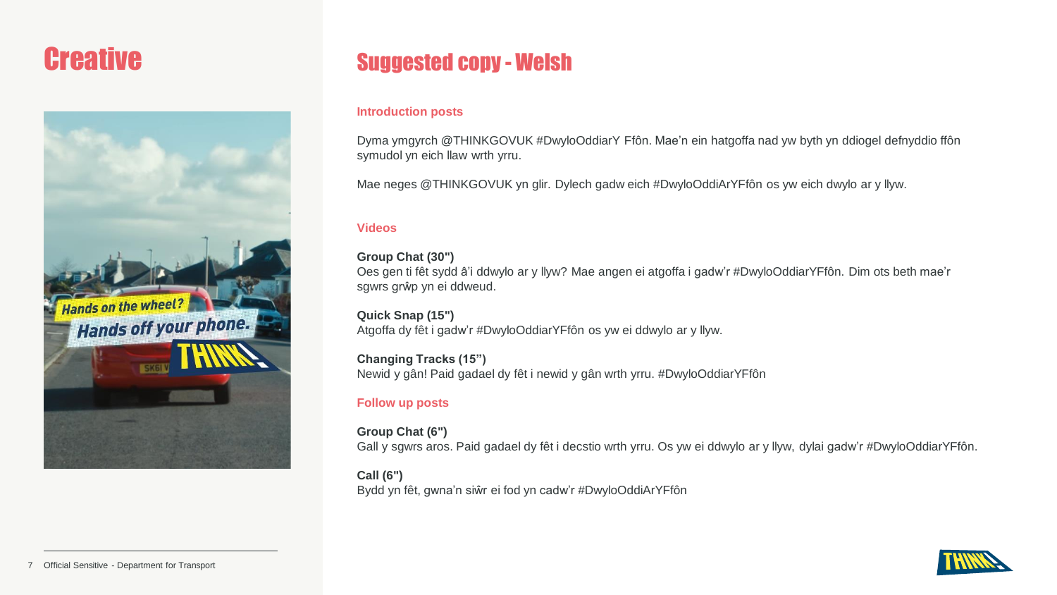# Creative

# Suggested copy - Welsh

### Introduction posts

Dyma ymgyrch @THINKGOVUK #DwyloOddiarY Ffôn. Mae'n ein hatgoffa nad yw byth yn ddiogel defnyddio ffôn symudol yn eich llaw wrth yrru.

Mae neges @THINKGOVUK yn glir. Dylech gadw eich #DwyloOddiArYFfôn os yw eich dwylo ar y llyw.

### Videos

**Group Chat (30")**
Oes gen ti fêt sydd â'i ddwylo ar y llyw? Mae angen ei atgoffa i gadw'r #DwyloOddiarYFfôn. Dim ots beth mae'r sgwrs grŵp yn ei ddweud.

**Quick Snap (15")**
Atgoffa dy fêt i gadw'r #DwyloOddiarYFfôn os yw ei ddwylo ar y llyw.

**Changing Tracks (15")**
Newid y gân! Paid gadael dy fêt i newid y gân wrth yrru. #DwyloOddiarYFfôn

### Follow up posts

**Group Chat (6")**
Gall y sgwrs aros. Paid gadael dy fêt i decstio wrth yrru. Os yw ei ddwylo ar y llyw, dylai gadw'r #DwyloOddiarYFfôn.

**Call (6")**
Bydd yn fêt, gwna'n siŵr ei fod yn cadw'r #DwyloOddiArYFfôn

Official Sensitive - Department for Transport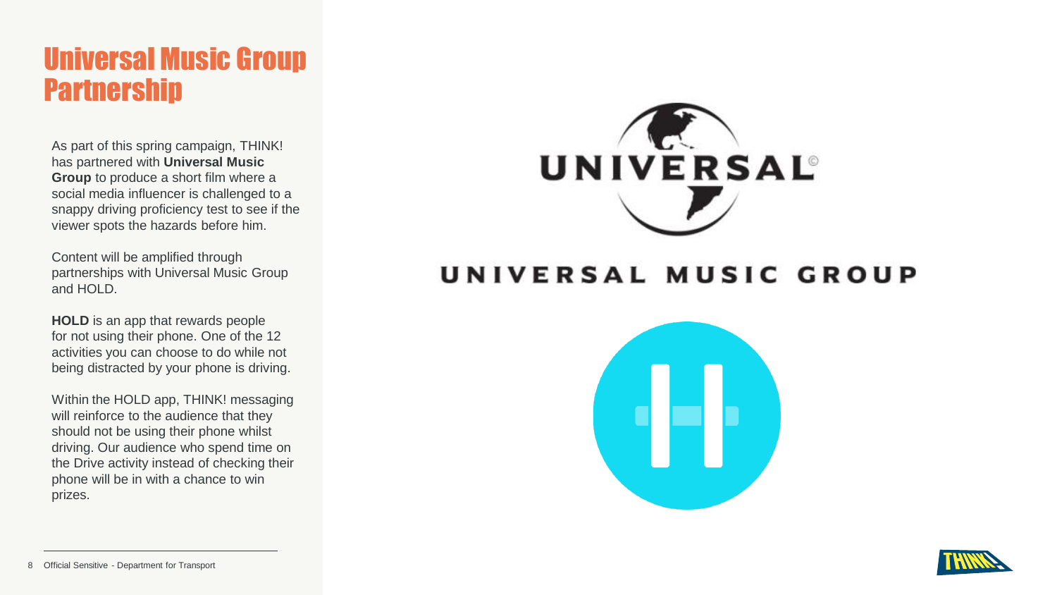# Universal Music Group Partnership

As part of this spring campaign, THINK! has partnered with **Universal Music Group** to produce a short film where a social media influencer is challenged to a snappy driving proficiency test to see if the viewer spots the hazards before him.

Content will be amplified through partnerships with Universal Music Group and HOLD.

**HOLD** is an app that rewards people for not using their phone. One of the 12 activities you can choose to do while not being distracted by your phone is driving.

Within the HOLD app, THINK! messaging will reinforce to the audience that they should not be using their phone whilst driving. Our audience who spend time on the Drive activity instead of checking their phone will be in with a chance to win prizes.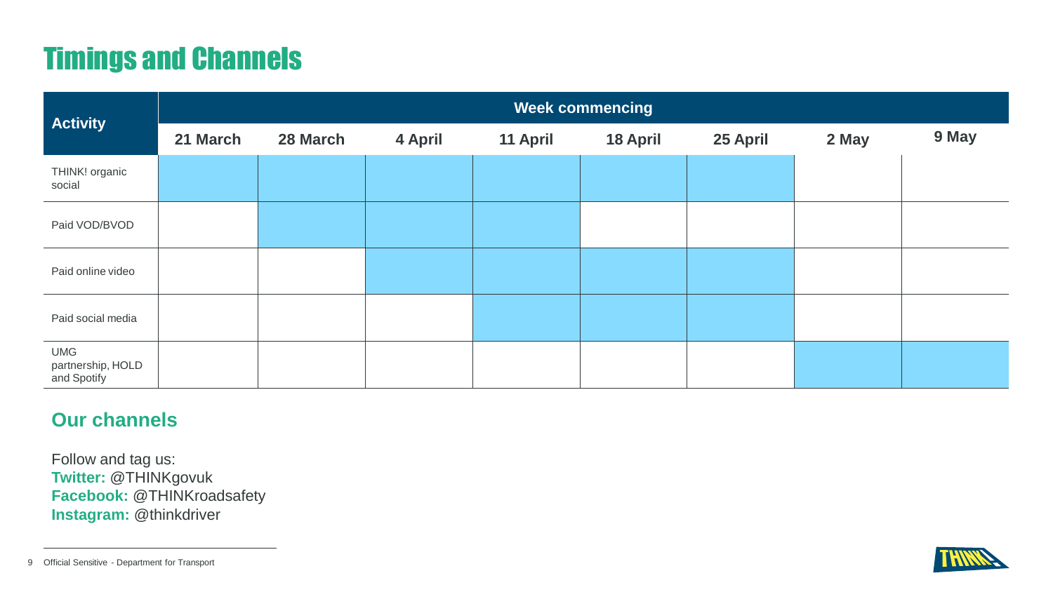# Timings and Channels

| Activity | Week commencing | | | | | | | |
|---|---|---|---|---|---|---|---|---|
| | 21 March | 28 March | 4 April | 11 April | 18 April | 25 April | 2 May | 9 May |
| THINK! organic social | ■ | ■ | ■ | ■ | ■ | ■ | | |
| Paid VOD/BVOD | | ■ | ■ | ■ | | | | |
| Paid online video | | | ■ | ■ | ■ | ■ | | |
| Paid social media | | | | ■ | ■ | ■ | | |
| UMG partnership, HOLD and Spotify | | | | | | | ■ | ■ |

## Our channels

Follow and tag us:
**Twitter:** @THINKgovuk
**Facebook:** @THINKroadsafety
**Instagram:** @thinkdriver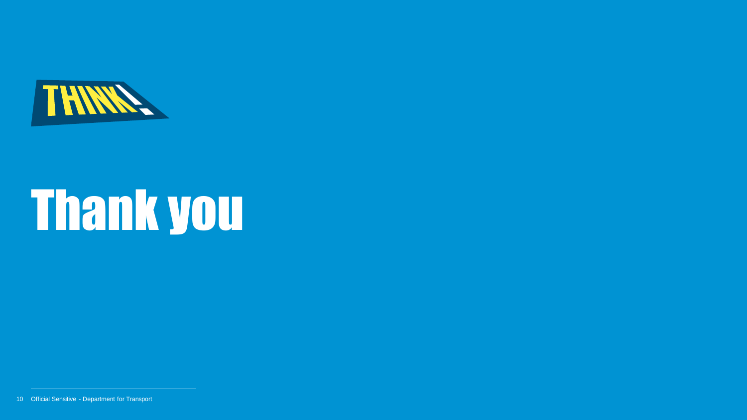THINK!

# Thank you